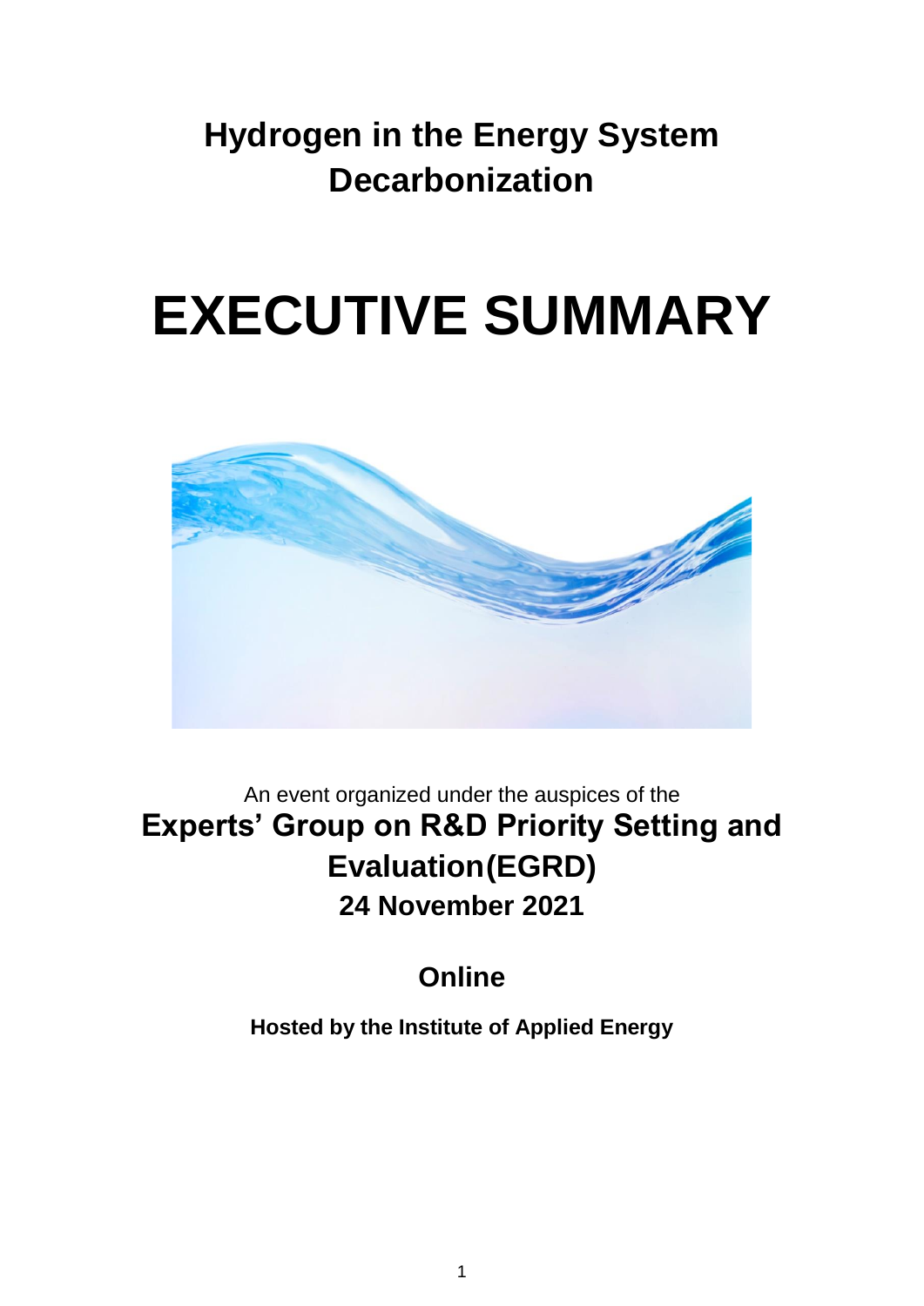# Hydrogen in the Energy System Decarbonization

# EXECUTIVE SUMMARY

An event organized under the auspices of the

**Experts' Group on R&D Priority Setting and Evaluation(EGRD)**

**24 November 2021**

## Online

**Hosted by the Institute of Applied Energy**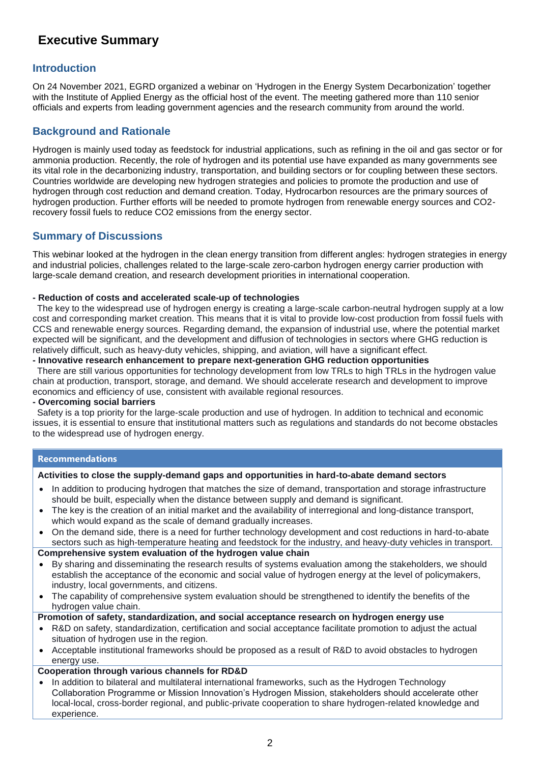# Executive Summary

## Introduction

On 24 November 2021, EGRD organized a webinar on 'Hydrogen in the Energy System Decarbonization' together with the Institute of Applied Energy as the official host of the event. The meeting gathered more than 110 senior officials and experts from leading government agencies and the research community from around the world.

## Background and Rationale

Hydrogen is mainly used today as feedstock for industrial applications, such as refining in the oil and gas sector or for ammonia production. Recently, the role of hydrogen and its potential use have expanded as many governments see its vital role in the decarbonizing industry, transportation, and building sectors or for coupling between these sectors. Countries worldwide are developing new hydrogen strategies and policies to promote the production and use of hydrogen through cost reduction and demand creation. Today, Hydrocarbon resources are the primary sources of hydrogen production. Further efforts will be needed to promote hydrogen from renewable energy sources and CO2-recovery fossil fuels to reduce CO2 emissions from the energy sector.

## Summary of Discussions

This webinar looked at the hydrogen in the clean energy transition from different angles: hydrogen strategies in energy and industrial policies, challenges related to the large-scale zero-carbon hydrogen energy carrier production with large-scale demand creation, and research development priorities in international cooperation.

**- Reduction of costs and accelerated scale-up of technologies**

The key to the widespread use of hydrogen energy is creating a large-scale carbon-neutral hydrogen supply at a low cost and corresponding market creation. This means that it is vital to provide low-cost production from fossil fuels with CCS and renewable energy sources. Regarding demand, the expansion of industrial use, where the potential market expected will be significant, and the development and diffusion of technologies in sectors where GHG reduction is relatively difficult, such as heavy-duty vehicles, shipping, and aviation, will have a significant effect.

**- Innovative research enhancement to prepare next-generation GHG reduction opportunities**

There are still various opportunities for technology development from low TRLs to high TRLs in the hydrogen value chain at production, transport, storage, and demand. We should accelerate research and development to improve economics and efficiency of use, consistent with available regional resources.

**- Overcoming social barriers**

Safety is a top priority for the large-scale production and use of hydrogen. In addition to technical and economic issues, it is essential to ensure that institutional matters such as regulations and standards do not become obstacles to the widespread use of hydrogen energy.

### Recommendations

**Activities to close the supply-demand gaps and opportunities in hard-to-abate demand sectors**

- In addition to producing hydrogen that matches the size of demand, transportation and storage infrastructure should be built, especially when the distance between supply and demand is significant.
- The key is the creation of an initial market and the availability of interregional and long-distance transport, which would expand as the scale of demand gradually increases.
- On the demand side, there is a need for further technology development and cost reductions in hard-to-abate sectors such as high-temperature heating and feedstock for the industry, and heavy-duty vehicles in transport.

**Comprehensive system evaluation of the hydrogen value chain**

- By sharing and disseminating the research results of systems evaluation among the stakeholders, we should establish the acceptance of the economic and social value of hydrogen energy at the level of policymakers, industry, local governments, and citizens.
- The capability of comprehensive system evaluation should be strengthened to identify the benefits of the hydrogen value chain.

**Promotion of safety, standardization, and social acceptance research on hydrogen energy use**

- R&D on safety, standardization, certification and social acceptance facilitate promotion to adjust the actual situation of hydrogen use in the region.
- Acceptable institutional frameworks should be proposed as a result of R&D to avoid obstacles to hydrogen energy use.

**Cooperation through various channels for RD&D**

- In addition to bilateral and multilateral international frameworks, such as the Hydrogen Technology Collaboration Programme or Mission Innovation's Hydrogen Mission, stakeholders should accelerate other local-local, cross-border regional, and public-private cooperation to share hydrogen-related knowledge and experience.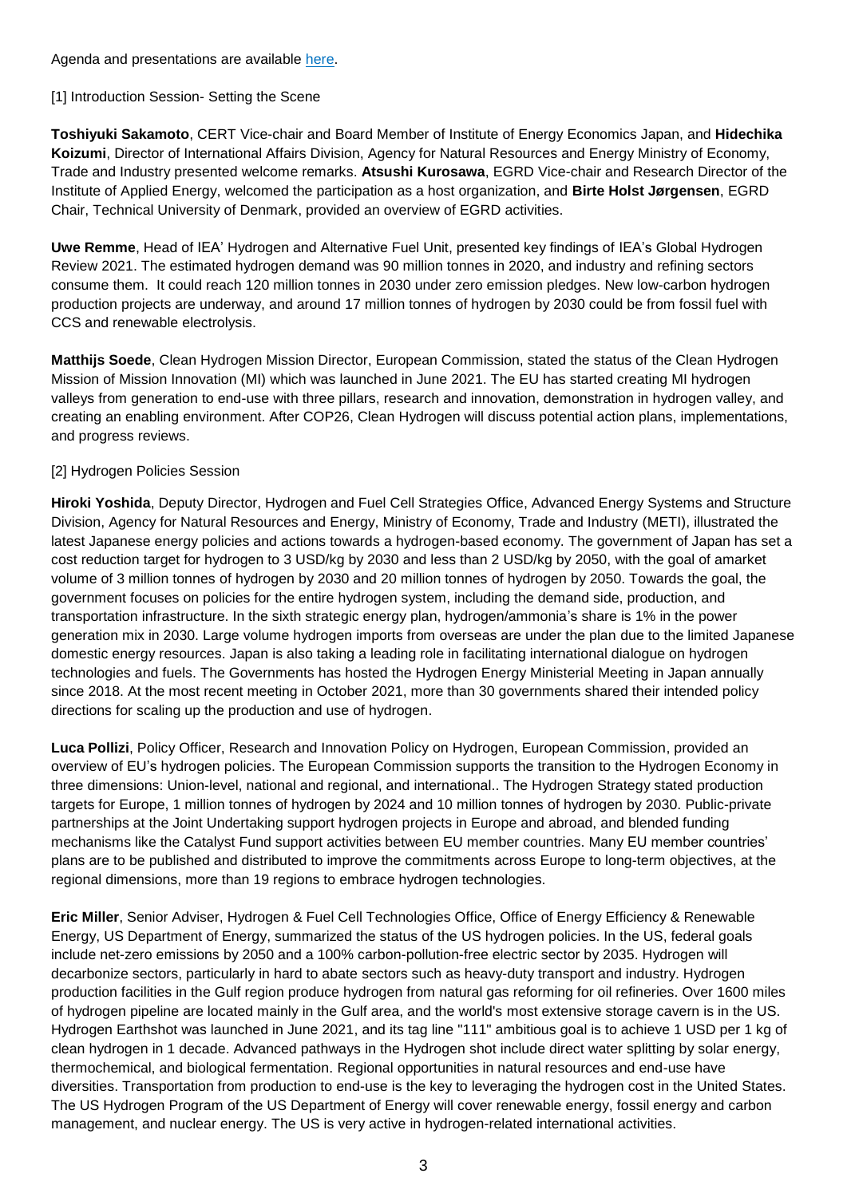Agenda and presentations are available here.

[1] Introduction Session- Setting the Scene

**Toshiyuki Sakamoto**, CERT Vice-chair and Board Member of Institute of Energy Economics Japan, and **Hidechika Koizumi**, Director of International Affairs Division, Agency for Natural Resources and Energy Ministry of Economy, Trade and Industry presented welcome remarks. **Atsushi Kurosawa**, EGRD Vice-chair and Research Director of the Institute of Applied Energy, welcomed the participation as a host organization, and **Birte Holst Jørgensen**, EGRD Chair, Technical University of Denmark, provided an overview of EGRD activities.

**Uwe Remme**, Head of IEA' Hydrogen and Alternative Fuel Unit, presented key findings of IEA's Global Hydrogen Review 2021. The estimated hydrogen demand was 90 million tonnes in 2020, and industry and refining sectors consume them. It could reach 120 million tonnes in 2030 under zero emission pledges. New low-carbon hydrogen production projects are underway, and around 17 million tonnes of hydrogen by 2030 could be from fossil fuel with CCS and renewable electrolysis.

**Matthijs Soede**, Clean Hydrogen Mission Director, European Commission, stated the status of the Clean Hydrogen Mission of Mission Innovation (MI) which was launched in June 2021. The EU has started creating MI hydrogen valleys from generation to end-use with three pillars, research and innovation, demonstration in hydrogen valley, and creating an enabling environment. After COP26, Clean Hydrogen will discuss potential action plans, implementations, and progress reviews.

[2] Hydrogen Policies Session

**Hiroki Yoshida**, Deputy Director, Hydrogen and Fuel Cell Strategies Office, Advanced Energy Systems and Structure Division, Agency for Natural Resources and Energy, Ministry of Economy, Trade and Industry (METI), illustrated the latest Japanese energy policies and actions towards a hydrogen-based economy. The government of Japan has set a cost reduction target for hydrogen to 3 USD/kg by 2030 and less than 2 USD/kg by 2050, with the goal of amarket volume of 3 million tonnes of hydrogen by 2030 and 20 million tonnes of hydrogen by 2050. Towards the goal, the government focuses on policies for the entire hydrogen system, including the demand side, production, and transportation infrastructure. In the sixth strategic energy plan, hydrogen/ammonia's share is 1% in the power generation mix in 2030. Large volume hydrogen imports from overseas are under the plan due to the limited Japanese domestic energy resources. Japan is also taking a leading role in facilitating international dialogue on hydrogen technologies and fuels. The Governments has hosted the Hydrogen Energy Ministerial Meeting in Japan annually since 2018. At the most recent meeting in October 2021, more than 30 governments shared their intended policy directions for scaling up the production and use of hydrogen.

**Luca Pollizi**, Policy Officer, Research and Innovation Policy on Hydrogen, European Commission, provided an overview of EU's hydrogen policies. The European Commission supports the transition to the Hydrogen Economy in three dimensions: Union-level, national and regional, and international.. The Hydrogen Strategy stated production targets for Europe, 1 million tonnes of hydrogen by 2024 and 10 million tonnes of hydrogen by 2030. Public-private partnerships at the Joint Undertaking support hydrogen projects in Europe and abroad, and blended funding mechanisms like the Catalyst Fund support activities between EU member countries. Many EU member countries' plans are to be published and distributed to improve the commitments across Europe to long-term objectives, at the regional dimensions, more than 19 regions to embrace hydrogen technologies.

**Eric Miller**, Senior Adviser, Hydrogen & Fuel Cell Technologies Office, Office of Energy Efficiency & Renewable Energy, US Department of Energy, summarized the status of the US hydrogen policies. In the US, federal goals include net-zero emissions by 2050 and a 100% carbon-pollution-free electric sector by 2035. Hydrogen will decarbonize sectors, particularly in hard to abate sectors such as heavy-duty transport and industry. Hydrogen production facilities in the Gulf region produce hydrogen from natural gas reforming for oil refineries. Over 1600 miles of hydrogen pipeline are located mainly in the Gulf area, and the world's most extensive storage cavern is in the US. Hydrogen Earthshot was launched in June 2021, and its tag line "111" ambitious goal is to achieve 1 USD per 1 kg of clean hydrogen in 1 decade. Advanced pathways in the Hydrogen shot include direct water splitting by solar energy, thermochemical, and biological fermentation. Regional opportunities in natural resources and end-use have diversities. Transportation from production to end-use is the key to leveraging the hydrogen cost in the United States. The US Hydrogen Program of the US Department of Energy will cover renewable energy, fossil energy and carbon management, and nuclear energy. The US is very active in hydrogen-related international activities.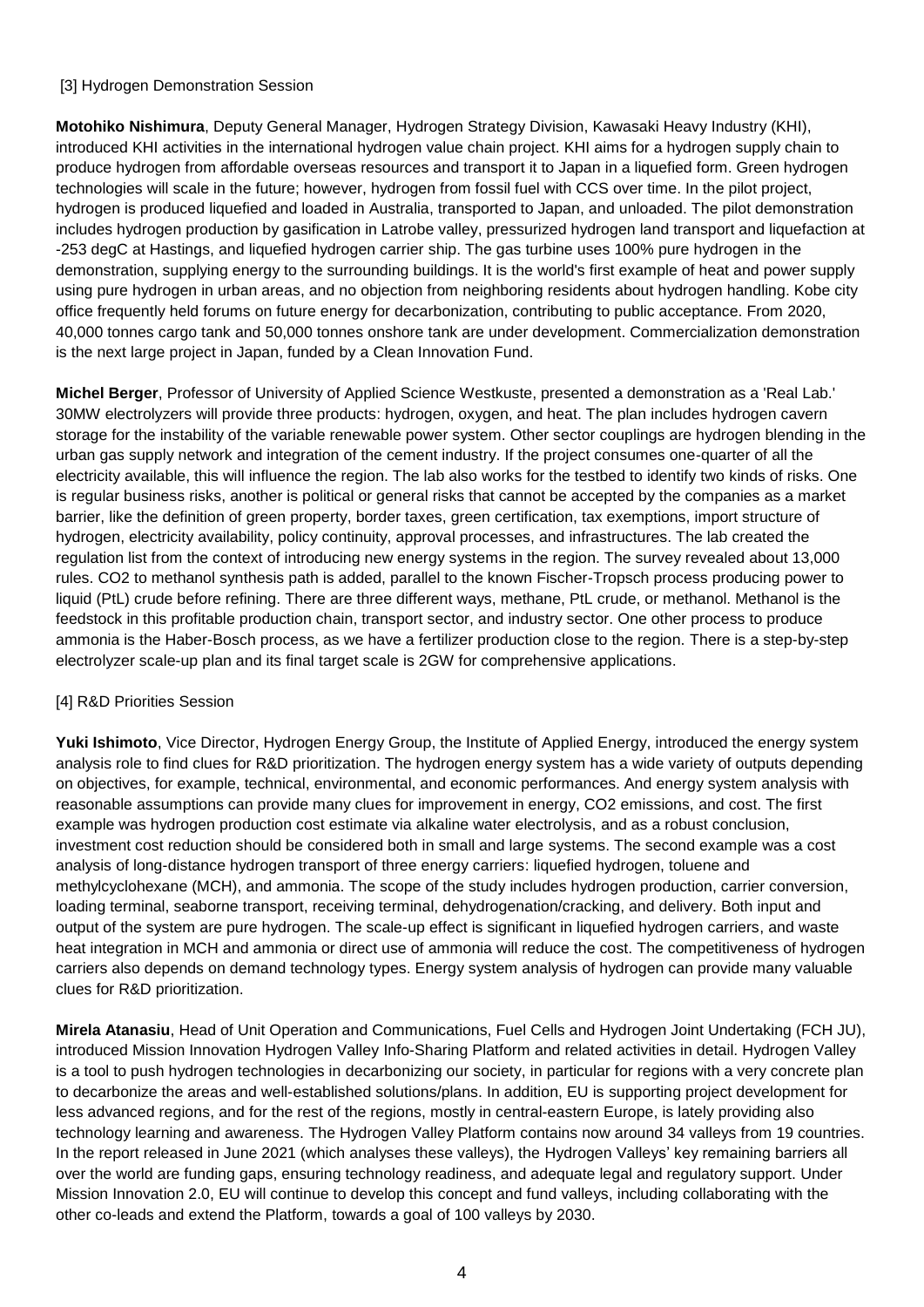[3] Hydrogen Demonstration Session

**Motohiko Nishimura**, Deputy General Manager, Hydrogen Strategy Division, Kawasaki Heavy Industry (KHI), introduced KHI activities in the international hydrogen value chain project. KHI aims for a hydrogen supply chain to produce hydrogen from affordable overseas resources and transport it to Japan in a liquefied form. Green hydrogen technologies will scale in the future; however, hydrogen from fossil fuel with CCS over time. In the pilot project, hydrogen is produced liquefied and loaded in Australia, transported to Japan, and unloaded. The pilot demonstration includes hydrogen production by gasification in Latrobe valley, pressurized hydrogen land transport and liquefaction at -253 degC at Hastings, and liquefied hydrogen carrier ship. The gas turbine uses 100% pure hydrogen in the demonstration, supplying energy to the surrounding buildings. It is the world's first example of heat and power supply using pure hydrogen in urban areas, and no objection from neighboring residents about hydrogen handling. Kobe city office frequently held forums on future energy for decarbonization, contributing to public acceptance. From 2020, 40,000 tonnes cargo tank and 50,000 tonnes onshore tank are under development. Commercialization demonstration is the next large project in Japan, funded by a Clean Innovation Fund.

**Michel Berger**, Professor of University of Applied Science Westkuste, presented a demonstration as a 'Real Lab.' 30MW electrolyzers will provide three products: hydrogen, oxygen, and heat. The plan includes hydrogen cavern storage for the instability of the variable renewable power system. Other sector couplings are hydrogen blending in the urban gas supply network and integration of the cement industry. If the project consumes one-quarter of all the electricity available, this will influence the region. The lab also works for the testbed to identify two kinds of risks. One is regular business risks, another is political or general risks that cannot be accepted by the companies as a market barrier, like the definition of green property, border taxes, green certification, tax exemptions, import structure of hydrogen, electricity availability, policy continuity, approval processes, and infrastructures. The lab created the regulation list from the context of introducing new energy systems in the region. The survey revealed about 13,000 rules. CO2 to methanol synthesis path is added, parallel to the known Fischer-Tropsch process producing power to liquid (PtL) crude before refining. There are three different ways, methane, PtL crude, or methanol. Methanol is the feedstock in this profitable production chain, transport sector, and industry sector. One other process to produce ammonia is the Haber-Bosch process, as we have a fertilizer production close to the region. There is a step-by-step electrolyzer scale-up plan and its final target scale is 2GW for comprehensive applications.

[4] R&D Priorities Session

**Yuki Ishimoto**, Vice Director, Hydrogen Energy Group, the Institute of Applied Energy, introduced the energy system analysis role to find clues for R&D prioritization. The hydrogen energy system has a wide variety of outputs depending on objectives, for example, technical, environmental, and economic performances. And energy system analysis with reasonable assumptions can provide many clues for improvement in energy, CO2 emissions, and cost. The first example was hydrogen production cost estimate via alkaline water electrolysis, and as a robust conclusion, investment cost reduction should be considered both in small and large systems. The second example was a cost analysis of long-distance hydrogen transport of three energy carriers: liquefied hydrogen, toluene and methylcyclohexane (MCH), and ammonia. The scope of the study includes hydrogen production, carrier conversion, loading terminal, seaborne transport, receiving terminal, dehydrogenation/cracking, and delivery. Both input and output of the system are pure hydrogen. The scale-up effect is significant in liquefied hydrogen carriers, and waste heat integration in MCH and ammonia or direct use of ammonia will reduce the cost. The competitiveness of hydrogen carriers also depends on demand technology types. Energy system analysis of hydrogen can provide many valuable clues for R&D prioritization.

**Mirela Atanasiu**, Head of Unit Operation and Communications, Fuel Cells and Hydrogen Joint Undertaking (FCH JU), introduced Mission Innovation Hydrogen Valley Info-Sharing Platform and related activities in detail. Hydrogen Valley is a tool to push hydrogen technologies in decarbonizing our society, in particular for regions with a very concrete plan to decarbonize the areas and well-established solutions/plans. In addition, EU is supporting project development for less advanced regions, and for the rest of the regions, mostly in central-eastern Europe, is lately providing also technology learning and awareness. The Hydrogen Valley Platform contains now around 34 valleys from 19 countries. In the report released in June 2021 (which analyses these valleys), the Hydrogen Valleys' key remaining barriers all over the world are funding gaps, ensuring technology readiness, and adequate legal and regulatory support. Under Mission Innovation 2.0, EU will continue to develop this concept and fund valleys, including collaborating with the other co-leads and extend the Platform, towards a goal of 100 valleys by 2030.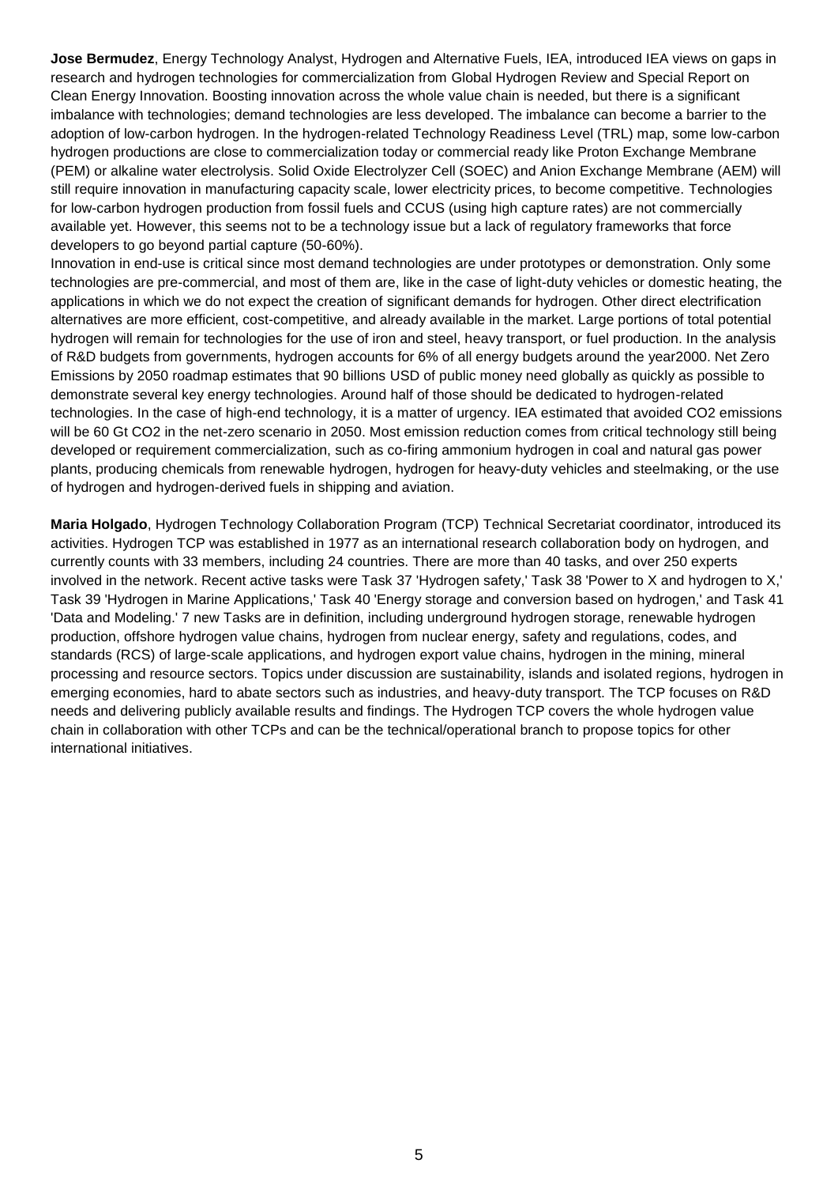**Jose Bermudez**, Energy Technology Analyst, Hydrogen and Alternative Fuels, IEA, introduced IEA views on gaps in research and hydrogen technologies for commercialization from Global Hydrogen Review and Special Report on Clean Energy Innovation. Boosting innovation across the whole value chain is needed, but there is a significant imbalance with technologies; demand technologies are less developed. The imbalance can become a barrier to the adoption of low-carbon hydrogen. In the hydrogen-related Technology Readiness Level (TRL) map, some low-carbon hydrogen productions are close to commercialization today or commercial ready like Proton Exchange Membrane (PEM) or alkaline water electrolysis. Solid Oxide Electrolyzer Cell (SOEC) and Anion Exchange Membrane (AEM) will still require innovation in manufacturing capacity scale, lower electricity prices, to become competitive. Technologies for low-carbon hydrogen production from fossil fuels and CCUS (using high capture rates) are not commercially available yet. However, this seems not to be a technology issue but a lack of regulatory frameworks that force developers to go beyond partial capture (50-60%).

Innovation in end-use is critical since most demand technologies are under prototypes or demonstration. Only some technologies are pre-commercial, and most of them are, like in the case of light-duty vehicles or domestic heating, the applications in which we do not expect the creation of significant demands for hydrogen. Other direct electrification alternatives are more efficient, cost-competitive, and already available in the market. Large portions of total potential hydrogen will remain for technologies for the use of iron and steel, heavy transport, or fuel production. In the analysis of R&D budgets from governments, hydrogen accounts for 6% of all energy budgets around the year2000. Net Zero Emissions by 2050 roadmap estimates that 90 billions USD of public money need globally as quickly as possible to demonstrate several key energy technologies. Around half of those should be dedicated to hydrogen-related technologies. In the case of high-end technology, it is a matter of urgency. IEA estimated that avoided $CO_2$ emissions will be 60 Gt $CO_2$ in the net-zero scenario in 2050. Most emission reduction comes from critical technology still being developed or requirement commercialization, such as co-firing ammonium hydrogen in coal and natural gas power plants, producing chemicals from renewable hydrogen, hydrogen for heavy-duty vehicles and steelmaking, or the use of hydrogen and hydrogen-derived fuels in shipping and aviation.

**Maria Holgado**, Hydrogen Technology Collaboration Program (TCP) Technical Secretariat coordinator, introduced its activities. Hydrogen TCP was established in 1977 as an international research collaboration body on hydrogen, and currently counts with 33 members, including 24 countries. There are more than 40 tasks, and over 250 experts involved in the network. Recent active tasks were Task 37 'Hydrogen safety,' Task 38 'Power to X and hydrogen to X,' Task 39 'Hydrogen in Marine Applications,' Task 40 'Energy storage and conversion based on hydrogen,' and Task 41 'Data and Modeling.' 7 new Tasks are in definition, including underground hydrogen storage, renewable hydrogen production, offshore hydrogen value chains, hydrogen from nuclear energy, safety and regulations, codes, and standards (RCS) of large-scale applications, and hydrogen export value chains, hydrogen in the mining, mineral processing and resource sectors. Topics under discussion are sustainability, islands and isolated regions, hydrogen in emerging economies, hard to abate sectors such as industries, and heavy-duty transport. The TCP focuses on R&D needs and delivering publicly available results and findings. The Hydrogen TCP covers the whole hydrogen value chain in collaboration with other TCPs and can be the technical/operational branch to propose topics for other international initiatives.